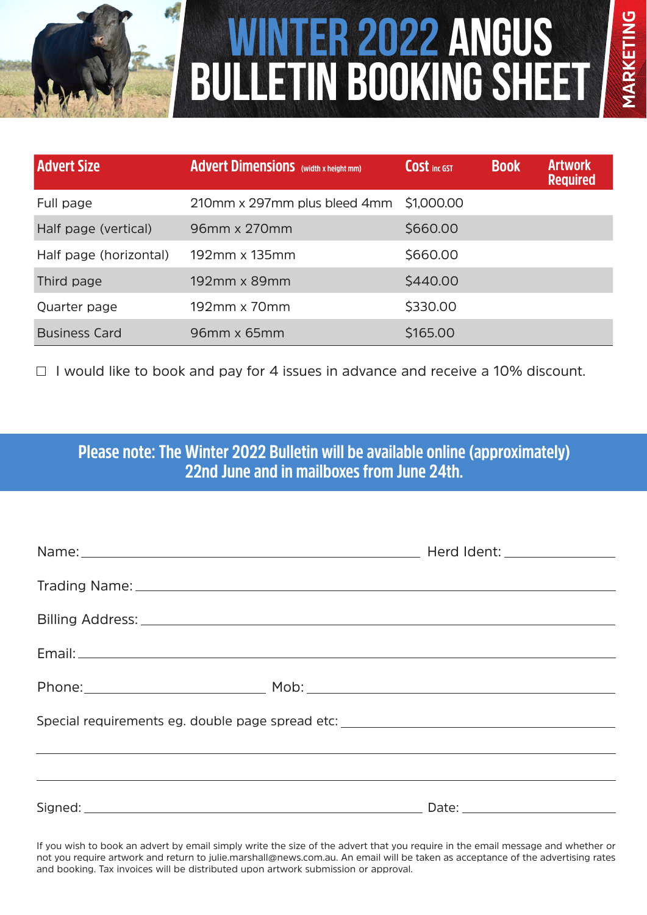# WINTER 2022 ANGUS BULLETIN BOOKING SHEET

MARKETING

| Advert Size | Advert Dimensions (width x height mm) | Cost inc GST | Book | Artwork Required |
|---|---|---|---|---|
| Full page | 210mm x 297mm plus bleed 4mm | $1,000.00 | | |
| Half page (vertical) | 96mm x 270mm | $660.00 | | |
| Half page (horizontal) | 192mm x 135mm | $660.00 | | |
| Third page | 192mm x 89mm | $440.00 | | |
| Quarter page | 192mm x 70mm | $330.00 | | |
| Business Card | 96mm x 65mm | $165.00 | | |

☐ I would like to book and pay for 4 issues in advance and receive a 10% discount.

**Please note: The Winter 2022 Bulletin will be available online (approximately) 22nd June and in mailboxes from June 24th.**

Name: ______________________________ Herd Ident: ______________

Trading Name: ______________________________

Billing Address: ______________________________

Email: ______________________________

Phone: ______________ Mob: ______________

Special requirements eg. double page spread etc: ______________________________

______________________________

______________________________

Signed: ______________________________ Date: ______________

If you wish to book an advert by email simply write the size of the advert that you require in the email message and whether or not you require artwork and return to julie.marshall@news.com.au. An email will be taken as acceptance of the advertising rates and booking. Tax invoices will be distributed upon artwork submission or approval.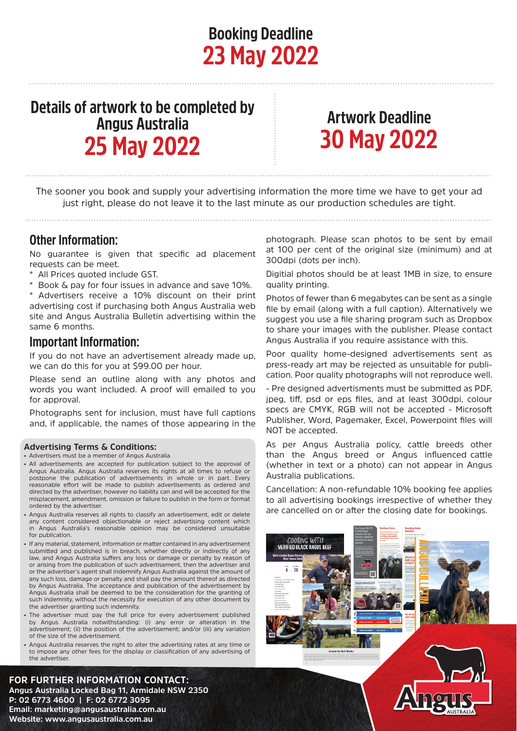## Booking Deadline
## 23 May 2022

## Details of artwork to be completed by Angus Australia
## 25 May 2022

## Artwork Deadline
## 30 May 2022

The sooner you book and supply your advertising information the more time we have to get your ad just right, please do not leave it to the last minute as our production schedules are tight.

### Other Information:

No guarantee is given that specific ad placement requests can be meet.

* All Prices quoted include GST.
* Book & pay for four issues in advance and save 10%.
* Advertisers receive a 10% discount on their print advertising cost if purchasing both Angus Australia web site and Angus Australia Bulletin advertising within the same 6 months.

### Important Information:

If you do not have an advertisement already made up, we can do this for you at $99.00 per hour.

Please send an outline along with any photos and words you want included. A proof will emailed to you for approval.

Photographs sent for inclusion, must have full captions and, if applicable, the names of those appearing in the photograph. Please scan photos to be sent by email at 100 per cent of the original size (minimum) and at 300dpi (dots per inch).

Digitial photos should be at least 1MB in size, to ensure quality printing.

Photos of fewer than 6 megabytes can be sent as a single file by email (along with a full caption). Alternatively we suggest you use a file sharing program such as Dropbox to share your images with the publisher. Please contact Angus Australia if you require assistance with this.

Poor quality home-designed advertisements sent as press-ready art may be rejected as unsuitable for publication. Poor quality photographs will not reproduce well.

- Pre designed advertisments must be submitted as PDF, jpeg, tiff, psd or eps files, and at least 300dpi, colour specs are CMYK, RGB will not be accepted - Microsoft Publisher, Word, Pagemaker, Excel, Powerpoint files will NOT be accepted.

As per Angus Australia policy, cattle breeds other than the Angus breed or Angus influenced cattle (whether in text or a photo) can not appear in Angus Australia publications.

Cancellation: A non-refundable 10% booking fee applies to all advertising bookings irrespective of whether they are cancelled on or after the closing date for bookings.

#### Advertising Terms & Conditions:

- Advertisers must be a member of Angus Australia.
- All advertisements are accepted for publication subject to the approval of Angus Australia. Angus Australia reserves its rights at all times to refuse or postpone the publication of advertisements in whole or in part. Every reasonable effort will be made to publish advertisements as ordered and directed by the advertiser, however no liability can and will be accepted for the misplacement, amendment, omission or failure to publish in the form or format ordered by the advertiser.
- Angus Australia reserves all rights to classify an advertisement, edit or delete any content considered objectionable or reject advertising content which in Angus Australia's reasonable opinion may be considered unsuitable for publication.
- If any material, statement, information or matter contained in any advertisement submitted and published is in breach, whether directly or indirectly of any law, and Angus Australia suffers any loss or damage or penalty by reason of or arising from the publication of such advertisement, then the advertiser and or the advertiser's agent shall indemnify Angus Australia against the amount of any such loss, damage or penalty and shall pay the amount thereof as directed by Angus Australia. The acceptance and publication of the advertisement by Angus Australia shall be deemed to be the consideration for the granting of such indemnity, without the necessity for execution of any other document by the advertiser granting such indemnity.
- The advertiser must pay the full price for every advertisement published by Angus Australia notwithstanding: (i) any error or alteration in the advertisement; (ii) the position of the advertisement; and/or (iii) any variation of the size of the advertisement.
- Angus Australia reserves the right to alter the advertising rates at any time or to impose any other fees for the display or classification of any advertising of the advertiser.

**FOR FURTHER INFORMATION CONTACT:**
**Angus Australia Locked Bag 11, Armidale NSW 2350**
**P: 02 6773 4600 | F: 02 6772 3095**
**Email: marketing@angusaustralia.com.au**
**Website: www.angusaustralia.com.au**